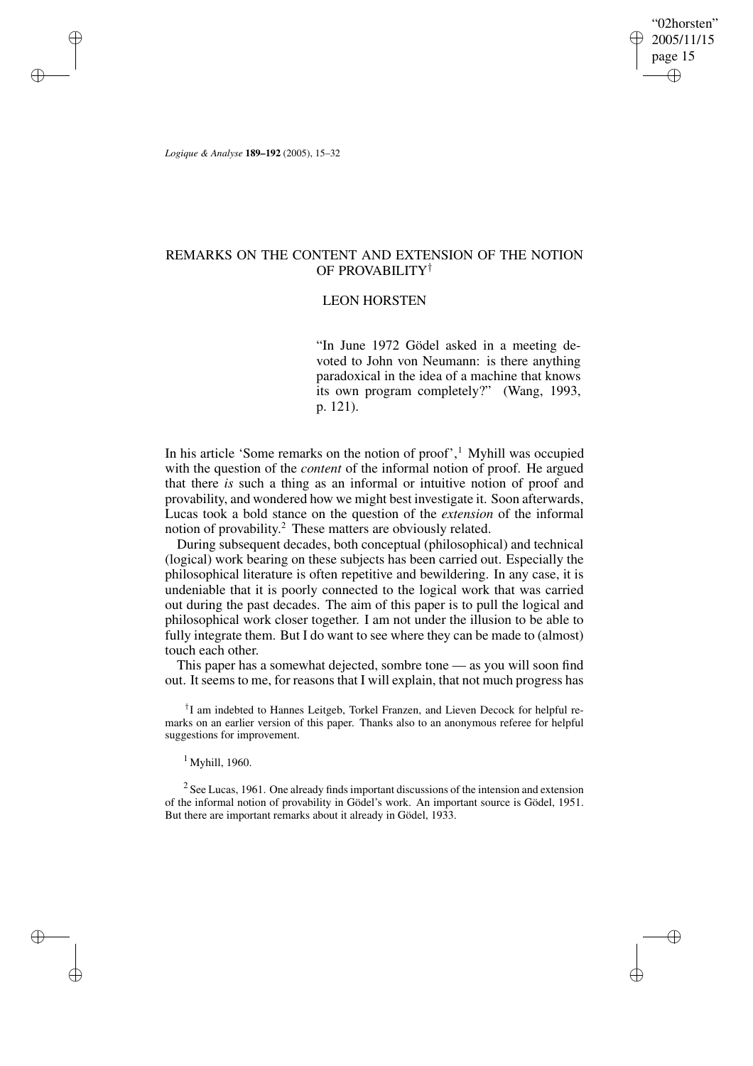# REMARKS ON THE CONTENT AND EXTENSION OF THE NOTION OF PROVABILITY[†]

## LEON HORSTEN

> "In June 1972 Gödel asked in a meeting devoted to John von Neumann: is there anything paradoxical in the idea of a machine that knows its own program completely?" (Wang, 1993, p. 121).

In his article 'Some remarks on the notion of proof',[1] Myhill was occupied with the question of the *content* of the informal notion of proof. He argued that there *is* such a thing as an informal or intuitive notion of proof and provability, and wondered how we might best investigate it. Soon afterwards, Lucas took a bold stance on the question of the *extension* of the informal notion of provability.[2] These matters are obviously related.

During subsequent decades, both conceptual (philosophical) and technical (logical) work bearing on these subjects has been carried out. Especially the philosophical literature is often repetitive and bewildering. In any case, it is undeniable that it is poorly connected to the logical work that was carried out during the past decades. The aim of this paper is to pull the logical and philosophical work closer together. I am not under the illusion to be able to fully integrate them. But I do want to see where they can be made to (almost) touch each other.

This paper has a somewhat dejected, sombre tone — as you will soon find out. It seems to me, for reasons that I will explain, that not much progress has

[†] I am indebted to Hannes Leitgeb, Torkel Franzen, and Lieven Decock for helpful remarks on an earlier version of this paper. Thanks also to an anonymous referee for helpful suggestions for improvement.

[1] Myhill, 1960.

[2] See Lucas, 1961. One already finds important discussions of the intension and extension of the informal notion of provability in Gödel's work. An important source is Gödel, 1951. But there are important remarks about it already in Gödel, 1933.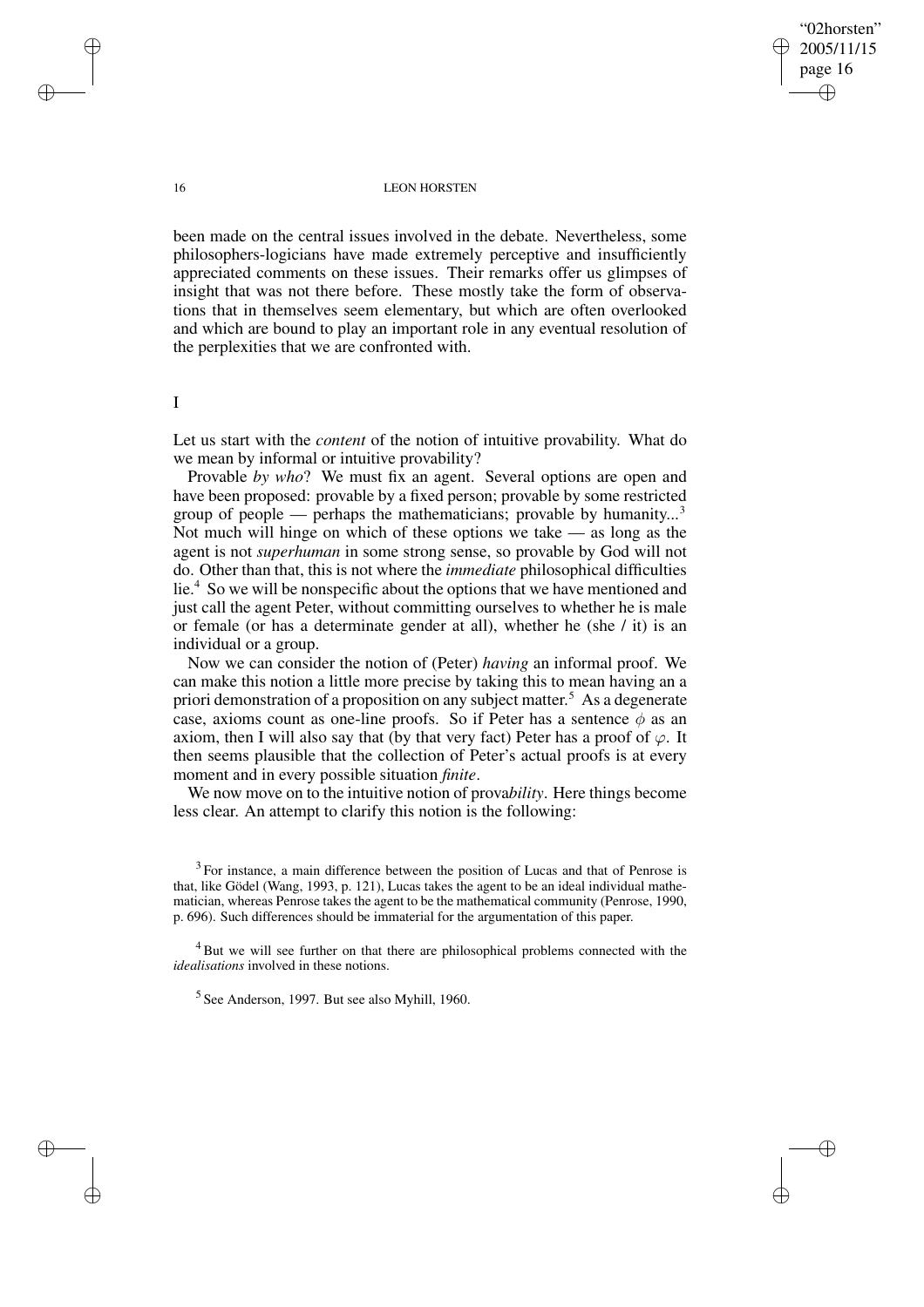been made on the central issues involved in the debate. Nevertheless, some philosophers-logicians have made extremely perceptive and insufficiently appreciated comments on these issues. Their remarks offer us glimpses of insight that was not there before. These mostly take the form of observations that in themselves seem elementary, but which are often overlooked and which are bound to play an important role in any eventual resolution of the perplexities that we are confronted with.

# I

Let us start with the *content* of the notion of intuitive provability. What do we mean by informal or intuitive provability?

Provable *by who*? We must fix an agent. Several options are open and have been proposed: provable by a fixed person; provable by some restricted group of people — perhaps the mathematicians; provable by humanity...[3] Not much will hinge on which of these options we take — as long as the agent is not *superhuman* in some strong sense, so provable by God will not do. Other than that, this is not where the *immediate* philosophical difficulties lie.[4] So we will be nonspecific about the options that we have mentioned and just call the agent Peter, without committing ourselves to whether he is male or female (or has a determinate gender at all), whether he (she / it) is an individual or a group.

Now we can consider the notion of (Peter) *having* an informal proof. We can make this notion a little more precise by taking this to mean having an a priori demonstration of a proposition on any subject matter.[5] As a degenerate case, axioms count as one-line proofs. So if Peter has a sentence $\phi$ as an axiom, then I will also say that (by that very fact) Peter has a proof of $\varphi$. It then seems plausible that the collection of Peter's actual proofs is at every moment and in every possible situation *finite*.

We now move on to the intuitive notion of prova*bility*. Here things become less clear. An attempt to clarify this notion is the following:

[3] For instance, a main difference between the position of Lucas and that of Penrose is that, like Gödel (Wang, 1993, p. 121), Lucas takes the agent to be an ideal individual mathematician, whereas Penrose takes the agent to be the mathematical community (Penrose, 1990, p. 696). Such differences should be immaterial for the argumentation of this paper.

[4] But we will see further on that there are philosophical problems connected with the *idealisations* involved in these notions.

[5] See Anderson, 1997. But see also Myhill, 1960.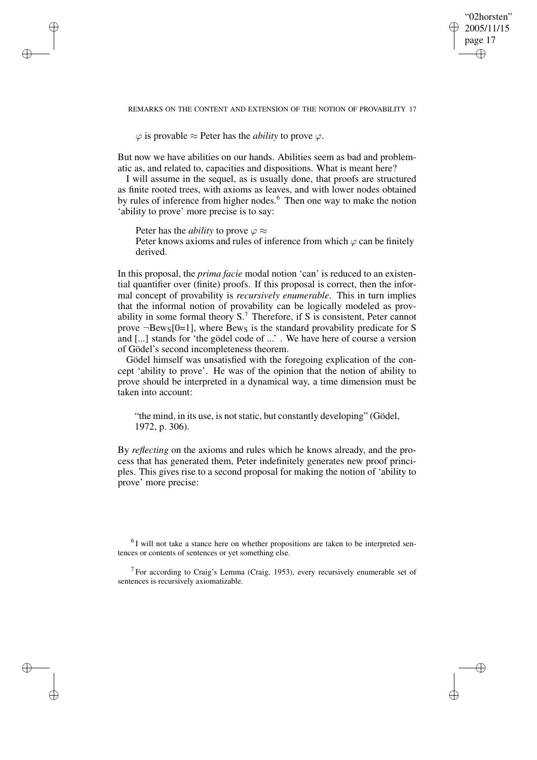$\varphi$ is provable $\approx$ Peter has the *ability* to prove $\varphi$.

But now we have abilities on our hands. Abilities seem as bad and problematic as, and related to, capacities and dispositions. What is meant here?

I will assume in the sequel, as is usually done, that proofs are structured as finite rooted trees, with axioms as leaves, and with lower nodes obtained by rules of inference from higher nodes.[6] Then one way to make the notion 'ability to prove' more precise is to say:

> Peter has the *ability* to prove $\varphi \approx$
> Peter knows axioms and rules of inference from which $\varphi$ can be finitely derived.

In this proposal, the *prima facie* modal notion 'can' is reduced to an existential quantifier over (finite) proofs. If this proposal is correct, then the informal concept of provability is *recursively enumerable*. This in turn implies that the informal notion of provability can be logically modeled as provability in some formal theory S.[7] Therefore, if S is consistent, Peter cannot prove $\neg Bew_S[0=1]$, where $Bew_S$ is the standard provability predicate for S and [...] stands for 'the gödel code of ...' . We have here of course a version of Gödel's second incompleteness theorem.

Gödel himself was unsatisfied with the foregoing explication of the concept 'ability to prove'. He was of the opinion that the notion of ability to prove should be interpreted in a dynamical way, a time dimension must be taken into account:

> "the mind, in its use, is not static, but constantly developing" (Gödel, 1972, p. 306).

By *reflecting* on the axioms and rules which he knows already, and the process that has generated them, Peter indefinitely generates new proof principles. This gives rise to a second proposal for making the notion of 'ability to prove' more precise:

---

[6] I will not take a stance here on whether propositions are taken to be interpreted sentences or contents of sentences or yet something else.

[7] For according to Craig's Lemma (Craig, 1953), every recursively enumerable set of sentences is recursively axiomatizable.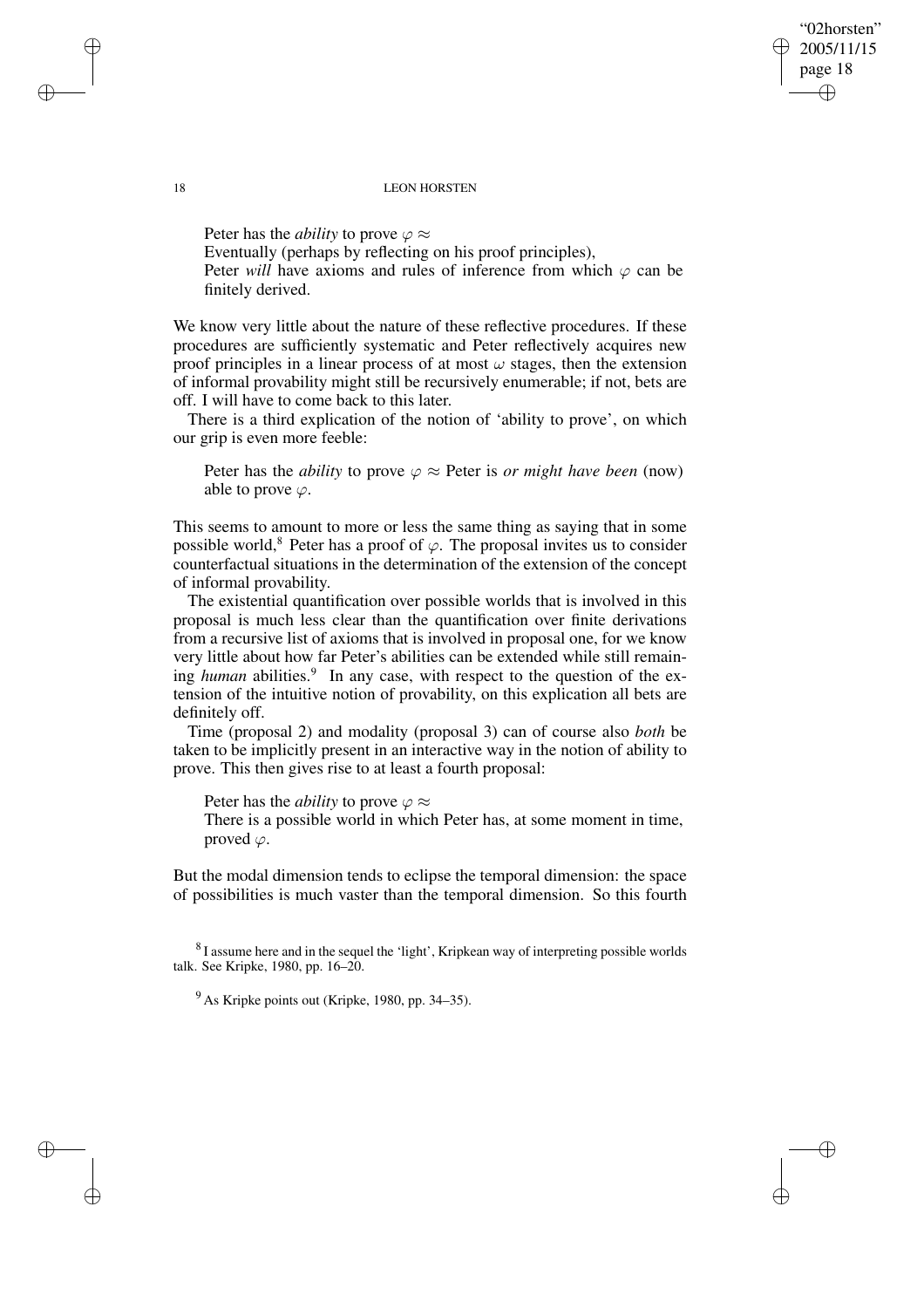Peter has the *ability* to prove $\varphi \approx$
Eventually (perhaps by reflecting on his proof principles),
Peter *will* have axioms and rules of inference from which $\varphi$ can be finitely derived.

We know very little about the nature of these reflective procedures. If these procedures are sufficiently systematic and Peter reflectively acquires new proof principles in a linear process of at most $\omega$ stages, then the extension of informal provability might still be recursively enumerable; if not, bets are off. I will have to come back to this later.

There is a third explication of the notion of 'ability to prove', on which our grip is even more feeble:

Peter has the *ability* to prove $\varphi \approx$ Peter is *or might have been* (now) able to prove $\varphi$.

This seems to amount to more or less the same thing as saying that in some possible world,[8] Peter has a proof of $\varphi$. The proposal invites us to consider counterfactual situations in the determination of the extension of the concept of informal provability.

The existential quantification over possible worlds that is involved in this proposal is much less clear than the quantification over finite derivations from a recursive list of axioms that is involved in proposal one, for we know very little about how far Peter's abilities can be extended while still remaining *human* abilities.[9] In any case, with respect to the question of the extension of the intuitive notion of provability, on this explication all bets are definitely off.

Time (proposal 2) and modality (proposal 3) can of course also *both* be taken to be implicitly present in an interactive way in the notion of ability to prove. This then gives rise to at least a fourth proposal:

Peter has the *ability* to prove $\varphi \approx$
There is a possible world in which Peter has, at some moment in time, proved $\varphi$.

But the modal dimension tends to eclipse the temporal dimension: the space of possibilities is much vaster than the temporal dimension. So this fourth

[8] I assume here and in the sequel the 'light', Kripkean way of interpreting possible worlds talk. See Kripke, 1980, pp. 16–20.

[9] As Kripke points out (Kripke, 1980, pp. 34–35).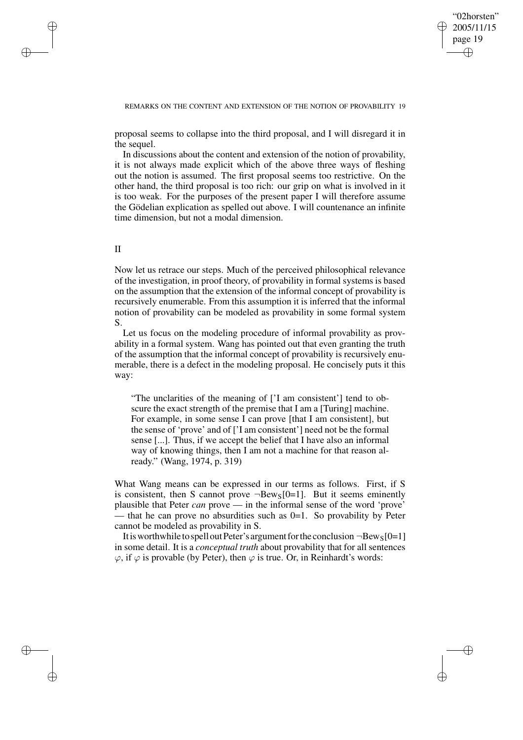proposal seems to collapse into the third proposal, and I will disregard it in the sequel.

In discussions about the content and extension of the notion of provability, it is not always made explicit which of the above three ways of fleshing out the notion is assumed. The first proposal seems too restrictive. On the other hand, the third proposal is too rich: our grip on what is involved in it is too weak. For the purposes of the present paper I will therefore assume the Gödelian explication as spelled out above. I will countenance an infinite time dimension, but not a modal dimension.

## II

Now let us retrace our steps. Much of the perceived philosophical relevance of the investigation, in proof theory, of provability in formal systems is based on the assumption that the extension of the informal concept of provability is recursively enumerable. From this assumption it is inferred that the informal notion of provability can be modeled as provability in some formal system S.

Let us focus on the modeling procedure of informal provability as provability in a formal system. Wang has pointed out that even granting the truth of the assumption that the informal concept of provability is recursively enumerable, there is a defect in the modeling proposal. He concisely puts it this way:

> "The unclarities of the meaning of ['I am consistent'] tend to obscure the exact strength of the premise that I am a [Turing] machine. For example, in some sense I can prove [that I am consistent], but the sense of 'prove' and of ['I am consistent'] need not be the formal sense [...]. Thus, if we accept the belief that I have also an informal way of knowing things, then I am not a machine for that reason already." (Wang, 1974, p. 319)

What Wang means can be expressed in our terms as follows. First, if S is consistent, then S cannot prove $\neg\text{Bew}_S[0{=}1]$. But it seems eminently plausible that Peter *can* prove — in the informal sense of the word 'prove' — that he can prove no absurdities such as 0=1. So provability by Peter cannot be modeled as provability in S.

It is worthwhile to spell out Peter's argument for the conclusion $\neg\text{Bew}_S[0{=}1]$ in some detail. It is a *conceptual truth* about provability that for all sentences $\varphi$, if $\varphi$ is provable (by Peter), then $\varphi$ is true. Or, in Reinhardt's words: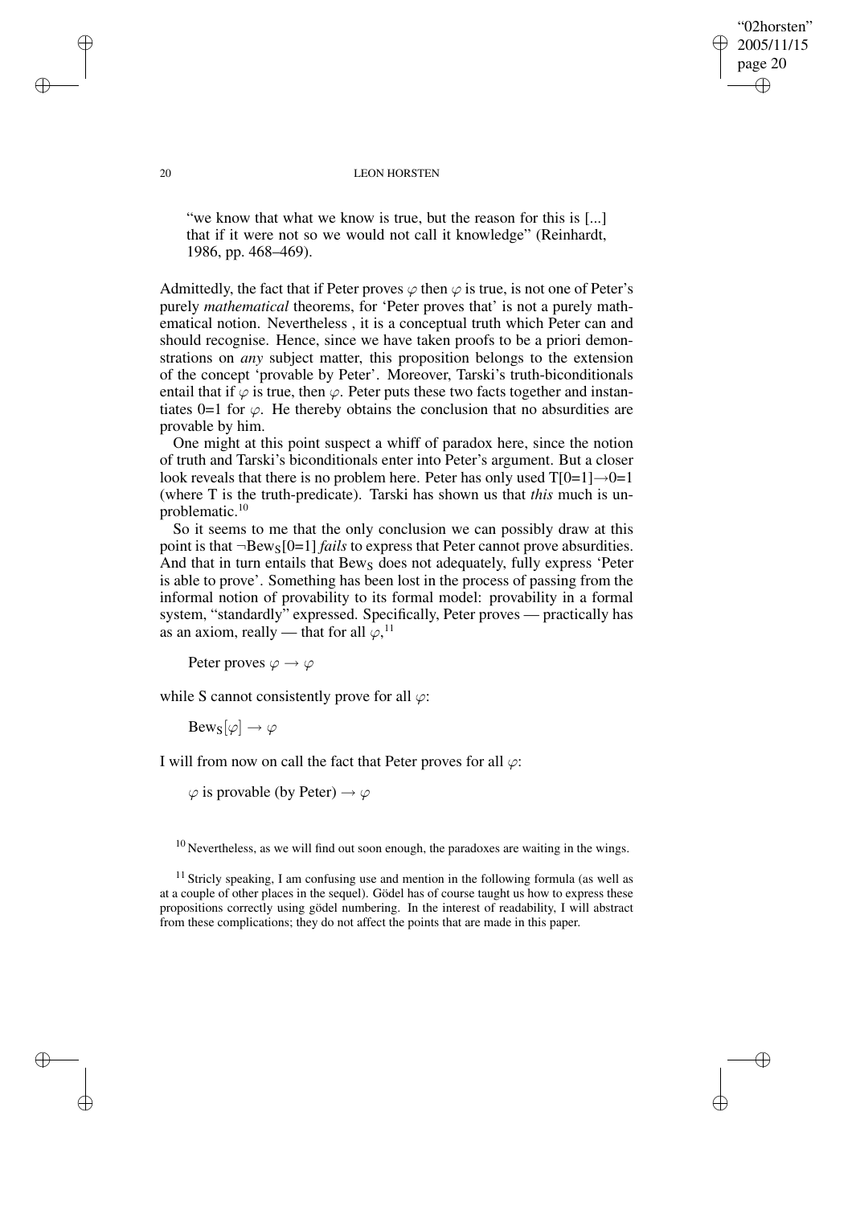"we know that what we know is true, but the reason for this is [...] that if it were not so we would not call it knowledge" (Reinhardt, 1986, pp. 468–469).

Admittedly, the fact that if Peter proves $\varphi$ then $\varphi$ is true, is not one of Peter's purely *mathematical* theorems, for 'Peter proves that' is not a purely mathematical notion. Nevertheless , it is a conceptual truth which Peter can and should recognise. Hence, since we have taken proofs to be a priori demonstrations on *any* subject matter, this proposition belongs to the extension of the concept 'provable by Peter'. Moreover, Tarski's truth-biconditionals entail that if $\varphi$ is true, then $\varphi$. Peter puts these two facts together and instantiates 0=1 for $\varphi$. He thereby obtains the conclusion that no absurdities are provable by him.

One might at this point suspect a whiff of paradox here, since the notion of truth and Tarski's biconditionals enter into Peter's argument. But a closer look reveals that there is no problem here. Peter has only used $T[0{=}1] \rightarrow 0{=}1$ (where T is the truth-predicate). Tarski has shown us that *this* much is unproblematic.[10]

So it seems to me that the only conclusion we can possibly draw at this point is that $\neg \mathrm{Bew}_S[0{=}1]$ *fails* to express that Peter cannot prove absurdities. And that in turn entails that $\mathrm{Bew}_S$ does not adequately, fully express 'Peter is able to prove'. Something has been lost in the process of passing from the informal notion of provability to its formal model: provability in a formal system, "standardly" expressed. Specifically, Peter proves — practically has as an axiom, really — that for all $\varphi$,[11]

Peter proves $\varphi \rightarrow \varphi$

while S cannot consistently prove for all $\varphi$:

$\mathrm{Bew}_S[\varphi] \rightarrow \varphi$

I will from now on call the fact that Peter proves for all $\varphi$:

$\varphi$ is provable (by Peter) $\rightarrow \varphi$

[10] Nevertheless, as we will find out soon enough, the paradoxes are waiting in the wings.

[11] Stricly speaking, I am confusing use and mention in the following formula (as well as at a couple of other places in the sequel). Gödel has of course taught us how to express these propositions correctly using gödel numbering. In the interest of readability, I will abstract from these complications; they do not affect the points that are made in this paper.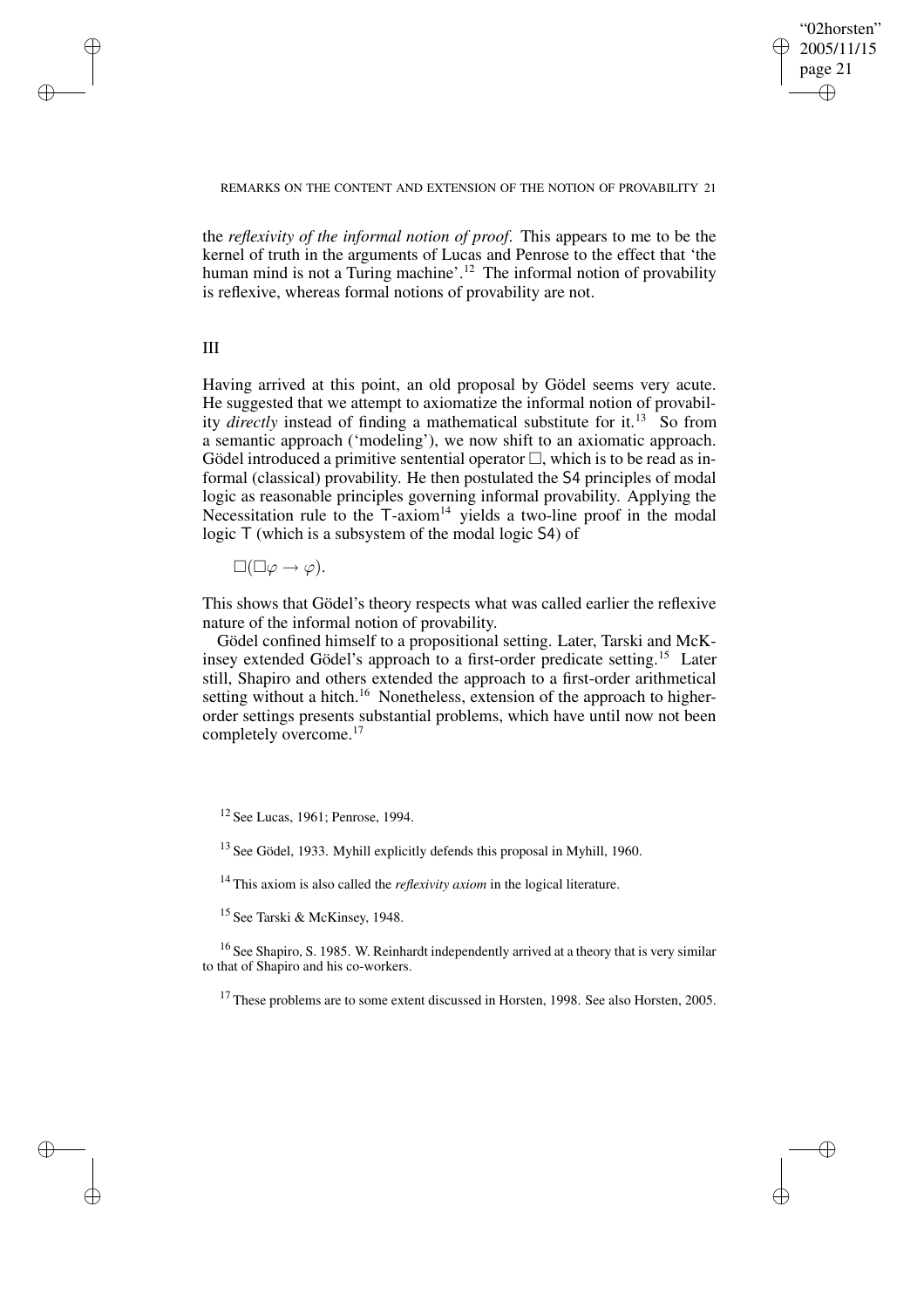the *reflexivity of the informal notion of proof*. This appears to me to be the kernel of truth in the arguments of Lucas and Penrose to the effect that 'the human mind is not a Turing machine'.[12] The informal notion of provability is reflexive, whereas formal notions of provability are not.

## III

Having arrived at this point, an old proposal by Gödel seems very acute. He suggested that we attempt to axiomatize the informal notion of provability *directly* instead of finding a mathematical substitute for it.[13] So from a semantic approach ('modeling'), we now shift to an axiomatic approach. Gödel introduced a primitive sentential operator $\Box$, which is to be read as informal (classical) provability. He then postulated the S4 principles of modal logic as reasonable principles governing informal provability. Applying the Necessitation rule to the T-axiom[14] yields a two-line proof in the modal logic T (which is a subsystem of the modal logic S4) of

$$\Box(\Box\varphi \rightarrow \varphi).$$

This shows that Gödel's theory respects what was called earlier the reflexive nature of the informal notion of provability.

Gödel confined himself to a propositional setting. Later, Tarski and McKinsey extended Gödel's approach to a first-order predicate setting.[15] Later still, Shapiro and others extended the approach to a first-order arithmetical setting without a hitch.[16] Nonetheless, extension of the approach to higher-order settings presents substantial problems, which have until now not been completely overcome.[17]

[12] See Lucas, 1961; Penrose, 1994.

[13] See Gödel, 1933. Myhill explicitly defends this proposal in Myhill, 1960.

[14] This axiom is also called the *reflexivity axiom* in the logical literature.

[15] See Tarski & McKinsey, 1948.

[16] See Shapiro, S. 1985. W. Reinhardt independently arrived at a theory that is very similar to that of Shapiro and his co-workers.

[17] These problems are to some extent discussed in Horsten, 1998. See also Horsten, 2005.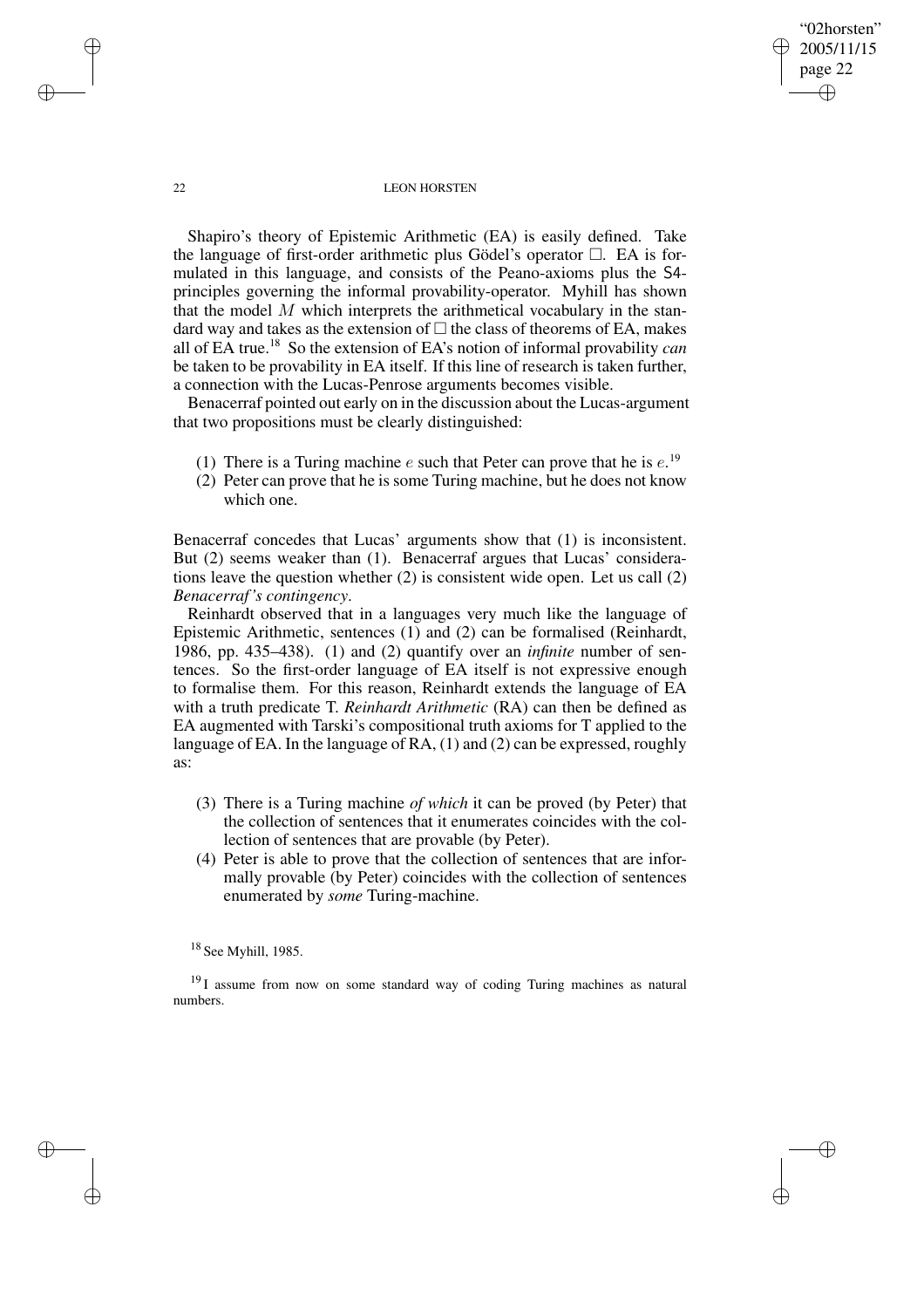Shapiro's theory of Epistemic Arithmetic (EA) is easily defined. Take the language of first-order arithmetic plus Gödel's operator $\Box$. EA is formulated in this language, and consists of the Peano-axioms plus the S4-principles governing the informal provability-operator. Myhill has shown that the model $M$ which interprets the arithmetical vocabulary in the standard way and takes as the extension of $\Box$ the class of theorems of EA, makes all of EA true.[18] So the extension of EA's notion of informal provability *can* be taken to be provability in EA itself. If this line of research is taken further, a connection with the Lucas-Penrose arguments becomes visible.

Benacerraf pointed out early on in the discussion about the Lucas-argument that two propositions must be clearly distinguished:

(1) There is a Turing machine $e$ such that Peter can prove that he is $e$.[19]

(2) Peter can prove that he is some Turing machine, but he does not know which one.

Benacerraf concedes that Lucas' arguments show that (1) is inconsistent. But (2) seems weaker than (1). Benacerraf argues that Lucas' considerations leave the question whether (2) is consistent wide open. Let us call (2) *Benacerraf's contingency*.

Reinhardt observed that in a languages very much like the language of Epistemic Arithmetic, sentences (1) and (2) can be formalised (Reinhardt, 1986, pp. 435–438). (1) and (2) quantify over an *infinite* number of sentences. So the first-order language of EA itself is not expressive enough to formalise them. For this reason, Reinhardt extends the language of EA with a truth predicate T. *Reinhardt Arithmetic* (RA) can then be defined as EA augmented with Tarski's compositional truth axioms for T applied to the language of EA. In the language of RA, (1) and (2) can be expressed, roughly as:

(3) There is a Turing machine *of which* it can be proved (by Peter) that the collection of sentences that it enumerates coincides with the collection of sentences that are provable (by Peter).

(4) Peter is able to prove that the collection of sentences that are informally provable (by Peter) coincides with the collection of sentences enumerated by *some* Turing-machine.

[18] See Myhill, 1985.

[19] I assume from now on some standard way of coding Turing machines as natural numbers.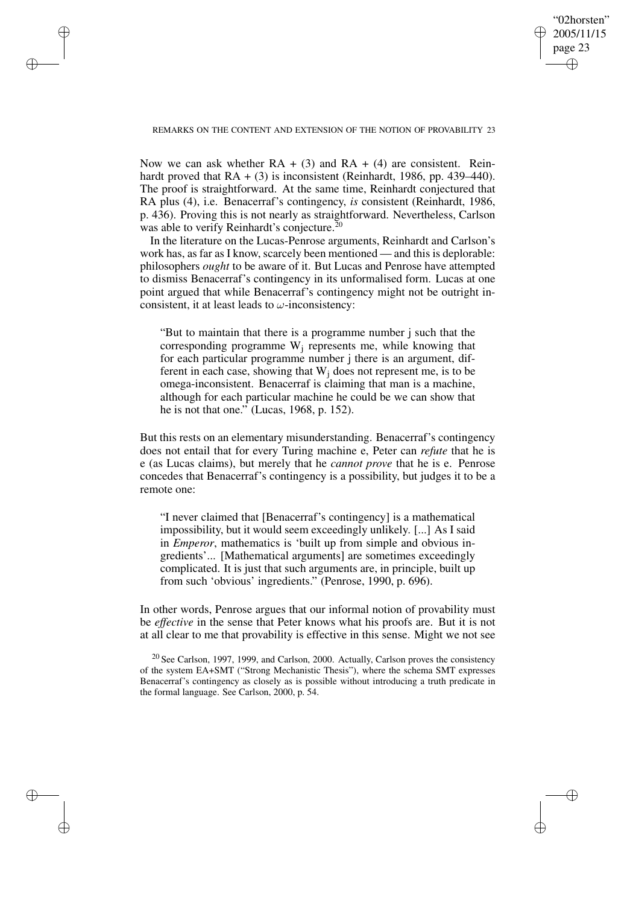Now we can ask whether RA + (3) and RA + (4) are consistent. Reinhardt proved that RA + (3) is inconsistent (Reinhardt, 1986, pp. 439–440). The proof is straightforward. At the same time, Reinhardt conjectured that RA plus (4), i.e. Benacerraf's contingency, *is* consistent (Reinhardt, 1986, p. 436). Proving this is not nearly as straightforward. Nevertheless, Carlson was able to verify Reinhardt's conjecture.[20]

In the literature on the Lucas-Penrose arguments, Reinhardt and Carlson's work has, as far as I know, scarcely been mentioned — and this is deplorable: philosophers *ought* to be aware of it. But Lucas and Penrose have attempted to dismiss Benacerraf's contingency in its unformalised form. Lucas at one point argued that while Benacerraf's contingency might not be outright inconsistent, it at least leads to $\omega$-inconsistency:

> "But to maintain that there is a programme number j such that the corresponding programme $W_j$ represents me, while knowing that for each particular programme number j there is an argument, different in each case, showing that $W_j$ does not represent me, is to be omega-inconsistent. Benacerraf is claiming that man is a machine, although for each particular machine he could be we can show that he is not that one." (Lucas, 1968, p. 152).

But this rests on an elementary misunderstanding. Benacerraf's contingency does not entail that for every Turing machine e, Peter can *refute* that he is e (as Lucas claims), but merely that he *cannot prove* that he is e. Penrose concedes that Benacerraf's contingency is a possibility, but judges it to be a remote one:

> "I never claimed that [Benacerraf's contingency] is a mathematical impossibility, but it would seem exceedingly unlikely. [...] As I said in *Emperor*, mathematics is 'built up from simple and obvious ingredients'... [Mathematical arguments] are sometimes exceedingly complicated. It is just that such arguments are, in principle, built up from such 'obvious' ingredients." (Penrose, 1990, p. 696).

In other words, Penrose argues that our informal notion of provability must be *effective* in the sense that Peter knows what his proofs are. But it is not at all clear to me that provability is effective in this sense. Might we not see

[20] See Carlson, 1997, 1999, and Carlson, 2000. Actually, Carlson proves the consistency of the system EA+SMT ("Strong Mechanistic Thesis"), where the schema SMT expresses Benacerraf's contingency as closely as is possible without introducing a truth predicate in the formal language. See Carlson, 2000, p. 54.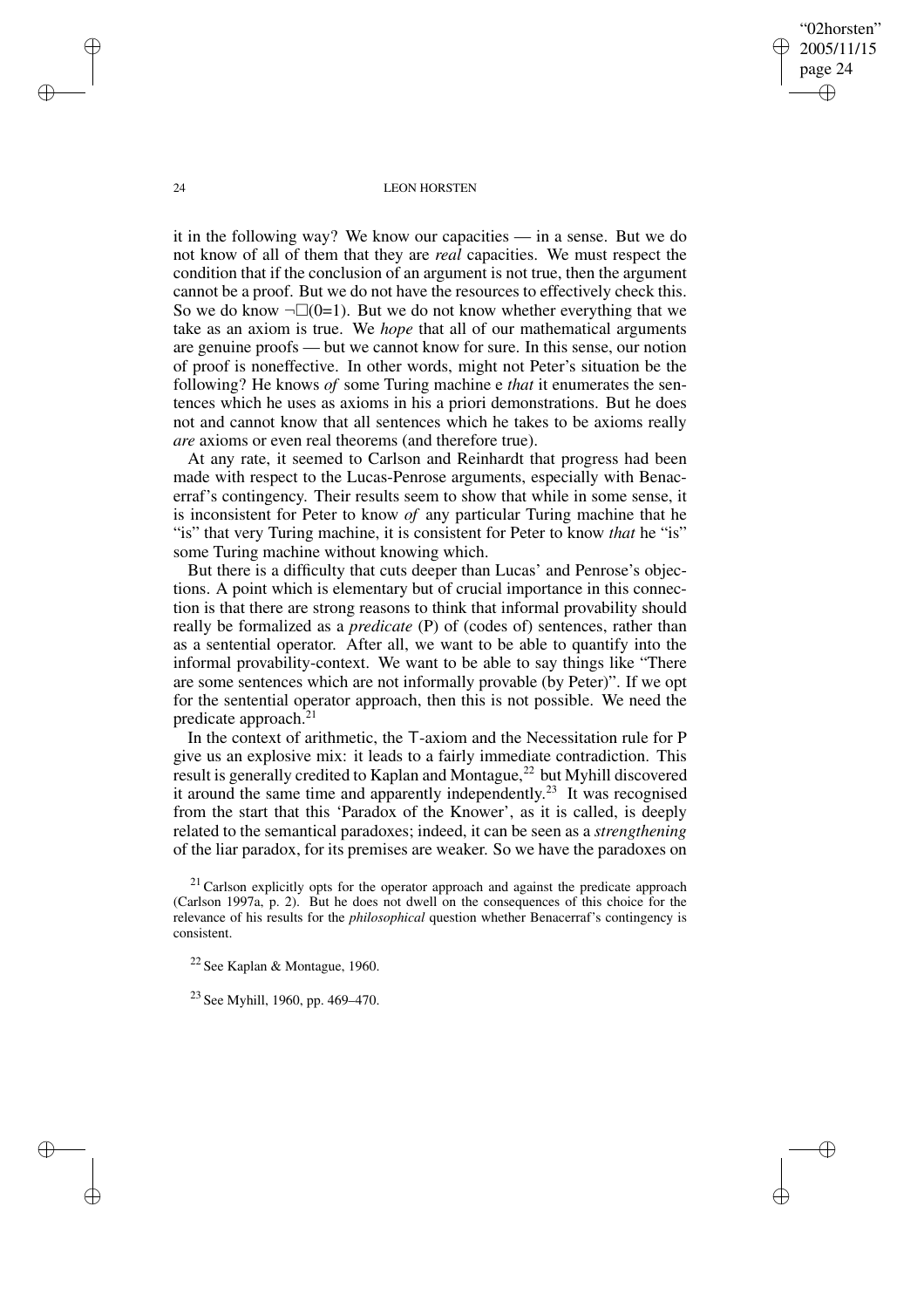it in the following way? We know our capacities — in a sense. But we do not know of all of them that they are *real* capacities. We must respect the condition that if the conclusion of an argument is not true, then the argument cannot be a proof. But we do not have the resources to effectively check this. So we do know $\neg\Box(0{=}1)$. But we do not know whether everything that we take as an axiom is true. We *hope* that all of our mathematical arguments are genuine proofs — but we cannot know for sure. In this sense, our notion of proof is noneffective. In other words, might not Peter's situation be the following? He knows *of* some Turing machine e *that* it enumerates the sentences which he uses as axioms in his a priori demonstrations. But he does not and cannot know that all sentences which he takes to be axioms really *are* axioms or even real theorems (and therefore true).

At any rate, it seemed to Carlson and Reinhardt that progress had been made with respect to the Lucas-Penrose arguments, especially with Benacerraf's contingency. Their results seem to show that while in some sense, it is inconsistent for Peter to know *of* any particular Turing machine that he "is" that very Turing machine, it is consistent for Peter to know *that* he "is" some Turing machine without knowing which.

But there is a difficulty that cuts deeper than Lucas' and Penrose's objections. A point which is elementary but of crucial importance in this connection is that there are strong reasons to think that informal provability should really be formalized as a *predicate* (P) of (codes of) sentences, rather than as a sentential operator. After all, we want to be able to quantify into the informal provability-context. We want to be able to say things like "There are some sentences which are not informally provable (by Peter)". If we opt for the sentential operator approach, then this is not possible. We need the predicate approach.[21]

In the context of arithmetic, the T-axiom and the Necessitation rule for P give us an explosive mix: it leads to a fairly immediate contradiction. This result is generally credited to Kaplan and Montague,[22] but Myhill discovered it around the same time and apparently independently.[23] It was recognised from the start that this 'Paradox of the Knower', as it is called, is deeply related to the semantical paradoxes; indeed, it can be seen as a *strengthening* of the liar paradox, for its premises are weaker. So we have the paradoxes on

[21] Carlson explicitly opts for the operator approach and against the predicate approach (Carlson 1997a, p. 2). But he does not dwell on the consequences of this choice for the relevance of his results for the *philosophical* question whether Benacerraf's contingency is consistent.

[22] See Kaplan & Montague, 1960.

[23] See Myhill, 1960, pp. 469–470.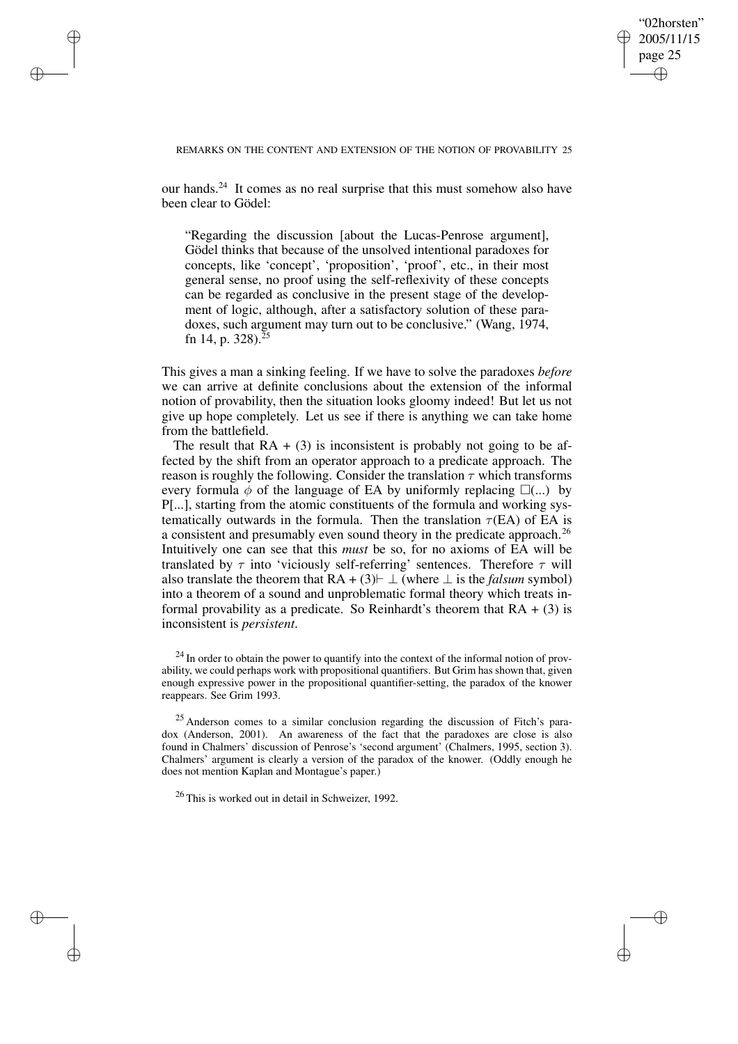our hands.[24] It comes as no real surprise that this must somehow also have been clear to Gödel:

> "Regarding the discussion [about the Lucas-Penrose argument], Gödel thinks that because of the unsolved intentional paradoxes for concepts, like 'concept', 'proposition', 'proof', etc., in their most general sense, no proof using the self-reflexivity of these concepts can be regarded as conclusive in the present stage of the development of logic, although, after a satisfactory solution of these paradoxes, such argument may turn out to be conclusive." (Wang, 1974, fn 14, p. 328).[25]

This gives a man a sinking feeling. If we have to solve the paradoxes *before* we can arrive at definite conclusions about the extension of the informal notion of provability, then the situation looks gloomy indeed! But let us not give up hope completely. Let us see if there is anything we can take home from the battlefield.

The result that RA + (3) is inconsistent is probably not going to be affected by the shift from an operator approach to a predicate approach. The reason is roughly the following. Consider the translation $\tau$ which transforms every formula $\phi$ of the language of EA by uniformly replacing $\Box(...)$ by P[...], starting from the atomic constituents of the formula and working systematically outwards in the formula. Then the translation $\tau$(EA) of EA is a consistent and presumably even sound theory in the predicate approach.[26] Intuitively one can see that this *must* be so, for no axioms of EA will be translated by $\tau$ into 'viciously self-referring' sentences. Therefore $\tau$ will also translate the theorem that RA + (3)$\vdash \bot$ (where $\bot$ is the *falsum* symbol) into a theorem of a sound and unproblematic formal theory which treats informal provability as a predicate. So Reinhardt's theorem that RA + (3) is inconsistent is *persistent*.

[24] In order to obtain the power to quantify into the context of the informal notion of provability, we could perhaps work with propositional quantifiers. But Grim has shown that, given enough expressive power in the propositional quantifier-setting, the paradox of the knower reappears. See Grim 1993.

[25] Anderson comes to a similar conclusion regarding the discussion of Fitch's paradox (Anderson, 2001). An awareness of the fact that the paradoxes are close is also found in Chalmers' discussion of Penrose's 'second argument' (Chalmers, 1995, section 3). Chalmers' argument is clearly a version of the paradox of the knower. (Oddly enough he does not mention Kaplan and Montague's paper.)

[26] This is worked out in detail in Schweizer, 1992.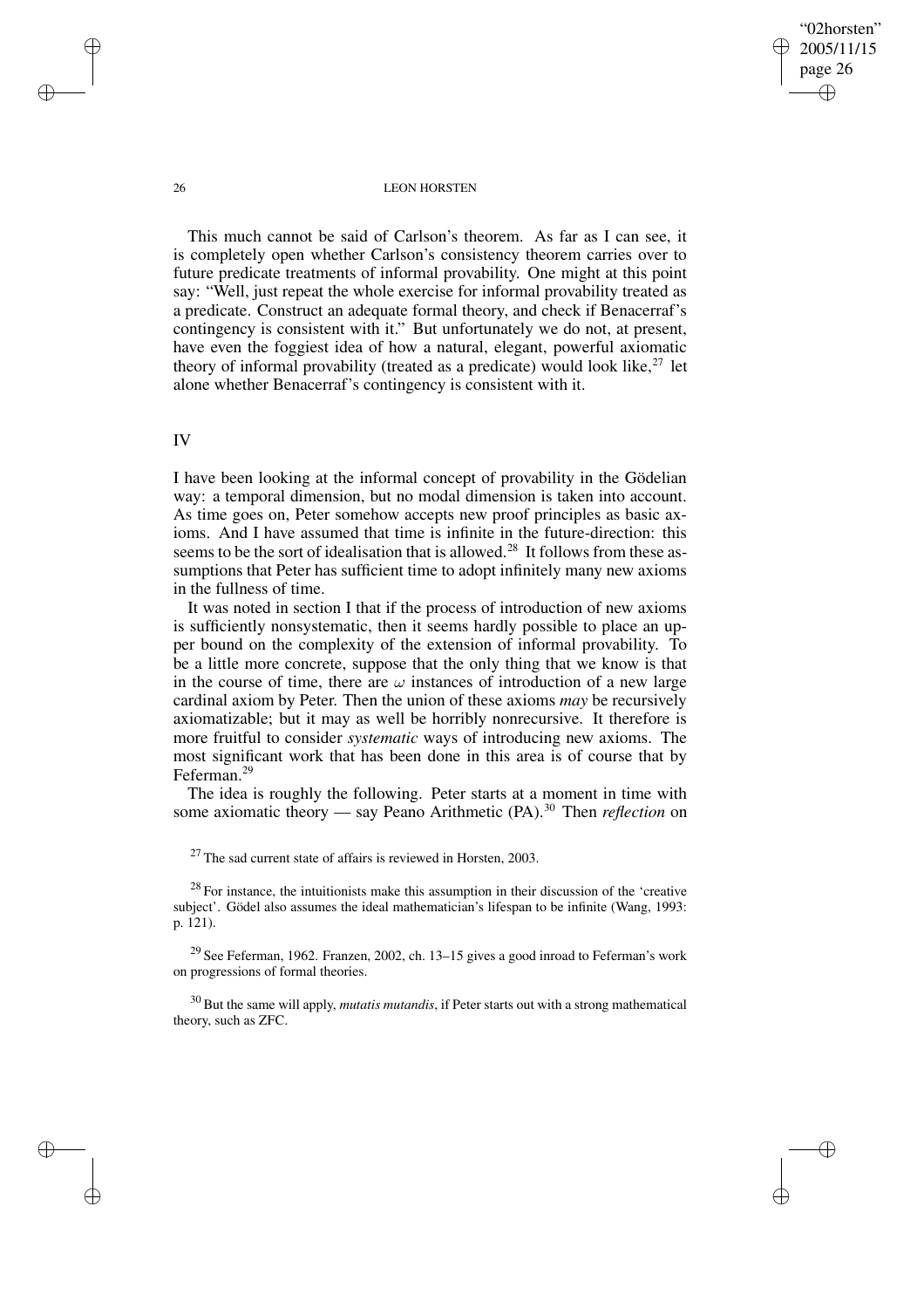This much cannot be said of Carlson's theorem. As far as I can see, it is completely open whether Carlson's consistency theorem carries over to future predicate treatments of informal provability. One might at this point say: "Well, just repeat the whole exercise for informal provability treated as a predicate. Construct an adequate formal theory, and check if Benacerraf's contingency is consistent with it." But unfortunately we do not, at present, have even the foggiest idea of how a natural, elegant, powerful axiomatic theory of informal provability (treated as a predicate) would look like,[27] let alone whether Benacerraf's contingency is consistent with it.

## IV

I have been looking at the informal concept of provability in the Gödelian way: a temporal dimension, but no modal dimension is taken into account. As time goes on, Peter somehow accepts new proof principles as basic axioms. And I have assumed that time is infinite in the future-direction: this seems to be the sort of idealisation that is allowed.[28] It follows from these assumptions that Peter has sufficient time to adopt infinitely many new axioms in the fullness of time.

It was noted in section I that if the process of introduction of new axioms is sufficiently nonsystematic, then it seems hardly possible to place an upper bound on the complexity of the extension of informal provability. To be a little more concrete, suppose that the only thing that we know is that in the course of time, there are $\omega$ instances of introduction of a new large cardinal axiom by Peter. Then the union of these axioms *may* be recursively axiomatizable; but it may as well be horribly nonrecursive. It therefore is more fruitful to consider *systematic* ways of introducing new axioms. The most significant work that has been done in this area is of course that by Feferman.[29]

The idea is roughly the following. Peter starts at a moment in time with some axiomatic theory — say Peano Arithmetic (PA).[30] Then *reflection* on

[27] The sad current state of affairs is reviewed in Horsten, 2003.

[28] For instance, the intuitionists make this assumption in their discussion of the 'creative subject'. Gödel also assumes the ideal mathematician's lifespan to be infinite (Wang, 1993: p. 121).

[29] See Feferman, 1962. Franzen, 2002, ch. 13–15 gives a good inroad to Feferman's work on progressions of formal theories.

[30] But the same will apply, *mutatis mutandis*, if Peter starts out with a strong mathematical theory, such as ZFC.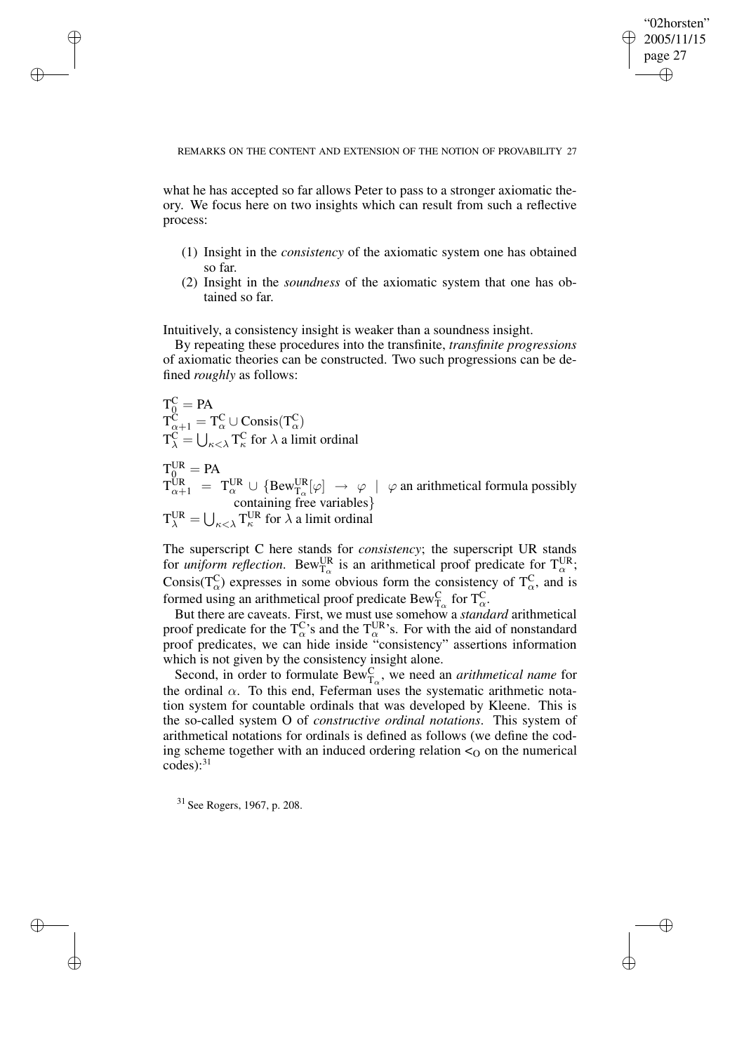what he has accepted so far allows Peter to pass to a stronger axiomatic theory. We focus here on two insights which can result from such a reflective process:

1. Insight in the *consistency* of the axiomatic system one has obtained so far.
2. Insight in the *soundness* of the axiomatic system that one has obtained so far.

Intuitively, a consistency insight is weaker than a soundness insight.

By repeating these procedures into the transfinite, *transfinite progressions* of axiomatic theories can be constructed. Two such progressions can be defined *roughly* as follows:

$\mathrm{T}^{\mathrm{C}}_0 = \mathrm{PA}$
$\mathrm{T}^{\mathrm{C}}_{\alpha+1} = \mathrm{T}^{\mathrm{C}}_\alpha \cup \mathrm{Consis}(\mathrm{T}^{\mathrm{C}}_\alpha)$
$\mathrm{T}^{\mathrm{C}}_\lambda = \bigcup_{\kappa<\lambda} \mathrm{T}^{\mathrm{C}}_\kappa$ for $\lambda$ a limit ordinal

$\mathrm{T}^{\mathrm{UR}}_0 = \mathrm{PA}$
$\mathrm{T}^{\mathrm{UR}}_{\alpha+1} = \mathrm{T}^{\mathrm{UR}}_\alpha \cup \{\mathrm{Bew}^{\mathrm{UR}}_{\mathrm{T}_\alpha}[\varphi] \rightarrow \varphi \mid \varphi$ an arithmetical formula possibly containing free variables$\}$
$\mathrm{T}^{\mathrm{UR}}_\lambda = \bigcup_{\kappa<\lambda} \mathrm{T}^{\mathrm{UR}}_\kappa$ for $\lambda$ a limit ordinal

The superscript C here stands for *consistency*; the superscript UR stands for *uniform reflection*. $\mathrm{Bew}^{\mathrm{UR}}_{\mathrm{T}_\alpha}$ is an arithmetical proof predicate for $\mathrm{T}^{\mathrm{UR}}_\alpha$; $\mathrm{Consis}(\mathrm{T}^{\mathrm{C}}_\alpha)$ expresses in some obvious form the consistency of $\mathrm{T}^{\mathrm{C}}_\alpha$, and is formed using an arithmetical proof predicate $\mathrm{Bew}^{\mathrm{C}}_{\mathrm{T}_\alpha}$ for $\mathrm{T}^{\mathrm{C}}_\alpha$.

But there are caveats. First, we must use somehow a *standard* arithmetical proof predicate for the $\mathrm{T}^{\mathrm{C}}_\alpha$'s and the $\mathrm{T}^{\mathrm{UR}}_\alpha$'s. For with the aid of nonstandard proof predicates, we can hide inside "consistency" assertions information which is not given by the consistency insight alone.

Second, in order to formulate $\mathrm{Bew}^{\mathrm{C}}_{\mathrm{T}_\alpha}$, we need an *arithmetical name* for the ordinal $\alpha$. To this end, Feferman uses the systematic arithmetic notation system for countable ordinals that was developed by Kleene. This is the so-called system O of *constructive ordinal notations*. This system of arithmetical notations for ordinals is defined as follows (we define the coding scheme together with an induced ordering relation $<_{\mathrm{O}}$ on the numerical codes):[31]

[31] See Rogers, 1967, p. 208.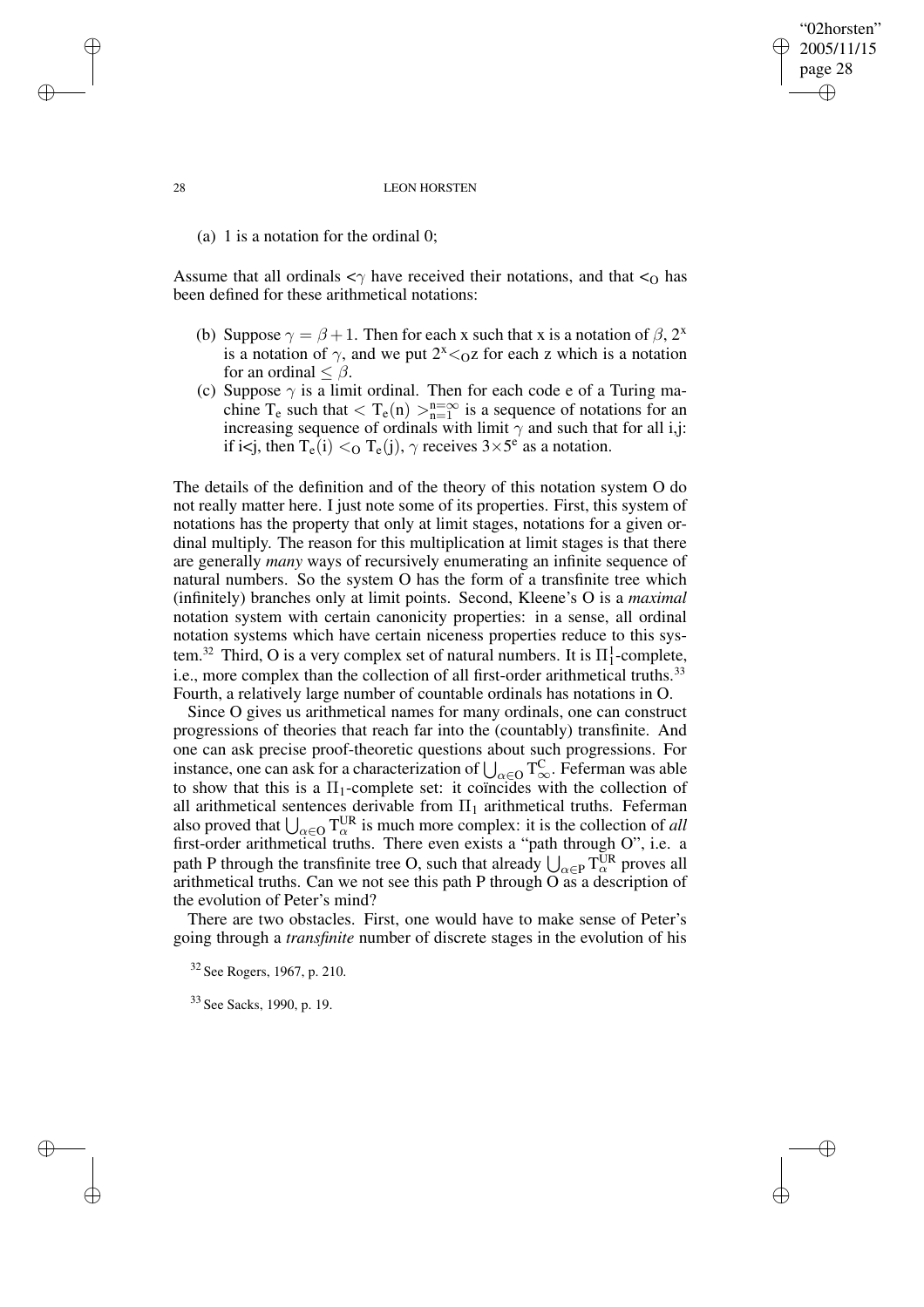(a) 1 is a notation for the ordinal 0;

Assume that all ordinals $<\gamma$ have received their notations, and that $<_O$ has been defined for these arithmetical notations:

(b) Suppose $\gamma = \beta + 1$. Then for each x such that x is a notation of $\beta$, $2^x$ is a notation of $\gamma$, and we put $2^x <_O z$ for each z which is a notation for an ordinal $\leq \beta$.

(c) Suppose $\gamma$ is a limit ordinal. Then for each code e of a Turing machine $T_e$ such that $< T_e(n) >_{n=1}^{n=\infty}$ is a sequence of notations for an increasing sequence of ordinals with limit $\gamma$ and such that for all i,j: if i<j, then $T_e(i) <_O T_e(j)$, $\gamma$ receives $3 \times 5^e$ as a notation.

The details of the definition and of the theory of this notation system O do not really matter here. I just note some of its properties. First, this system of notations has the property that only at limit stages, notations for a given ordinal multiply. The reason for this multiplication at limit stages is that there are generally *many* ways of recursively enumerating an infinite sequence of natural numbers. So the system O has the form of a transfinite tree which (infinitely) branches only at limit points. Second, Kleene's O is a *maximal* notation system with certain canonicity properties: in a sense, all ordinal notation systems which have certain niceness properties reduce to this system.[32] Third, O is a very complex set of natural numbers. It is $\Pi^1_1$-complete, i.e., more complex than the collection of all first-order arithmetical truths.[33] Fourth, a relatively large number of countable ordinals has notations in O.

Since O gives us arithmetical names for many ordinals, one can construct progressions of theories that reach far into the (countably) transfinite. And one can ask precise proof-theoretic questions about such progressions. For instance, one can ask for a characterization of $\bigcup_{\alpha \in O} T^C_\infty$. Feferman was able to show that this is a $\Pi_1$-complete set: it coïncides with the collection of all arithmetical sentences derivable from $\Pi_1$ arithmetical truths. Feferman also proved that $\bigcup_{\alpha \in O} T^{UR}_\alpha$ is much more complex: it is the collection of *all* first-order arithmetical truths. There even exists a "path through O", i.e. a path P through the transfinite tree O, such that already $\bigcup_{\alpha \in P} T^{UR}_\alpha$ proves all arithmetical truths. Can we not see this path P through O as a description of the evolution of Peter's mind?

There are two obstacles. First, one would have to make sense of Peter's going through a *transfinite* number of discrete stages in the evolution of his

[32] See Rogers, 1967, p. 210.

[33] See Sacks, 1990, p. 19.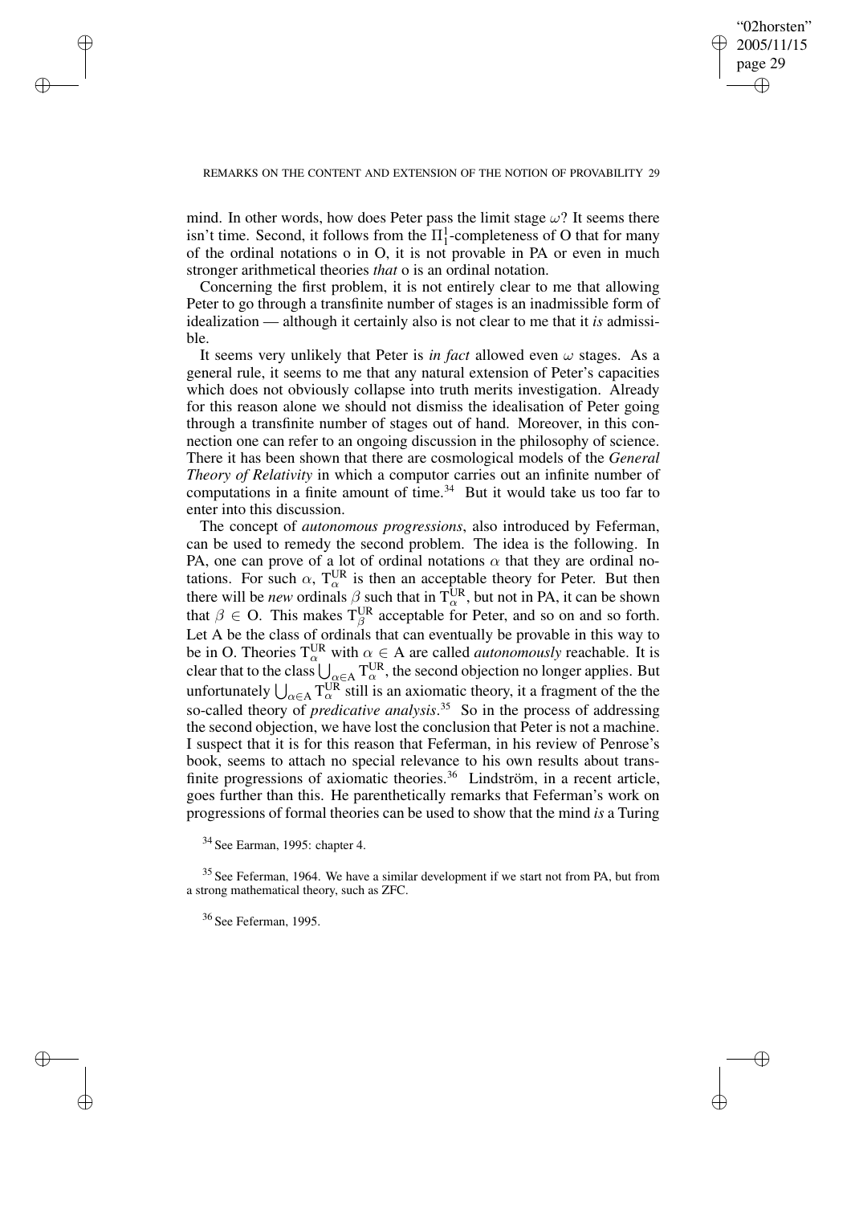mind. In other words, how does Peter pass the limit stage $\omega$? It seems there isn't time. Second, it follows from the $\Pi^1_1$-completeness of O that for many of the ordinal notations o in O, it is not provable in PA or even in much stronger arithmetical theories *that* o is an ordinal notation.

Concerning the first problem, it is not entirely clear to me that allowing Peter to go through a transfinite number of stages is an inadmissible form of idealization — although it certainly also is not clear to me that it *is* admissible.

It seems very unlikely that Peter is *in fact* allowed even $\omega$ stages. As a general rule, it seems to me that any natural extension of Peter's capacities which does not obviously collapse into truth merits investigation. Already for this reason alone we should not dismiss the idealisation of Peter going through a transfinite number of stages out of hand. Moreover, in this connection one can refer to an ongoing discussion in the philosophy of science. There it has been shown that there are cosmological models of the *General Theory of Relativity* in which a computor carries out an infinite number of computations in a finite amount of time.[34] But it would take us too far to enter into this discussion.

The concept of *autonomous progressions*, also introduced by Feferman, can be used to remedy the second problem. The idea is the following. In PA, one can prove of a lot of ordinal notations $\alpha$ that they are ordinal notations. For such $\alpha$, $\mathrm{T}^{\mathrm{UR}}_{\alpha}$ is then an acceptable theory for Peter. But then there will be *new* ordinals $\beta$ such that in $\mathrm{T}^{\mathrm{UR}}_{\alpha}$, but not in PA, it can be shown that $\beta \in \mathrm{O}$. This makes $\mathrm{T}^{\mathrm{UR}}_{\beta}$ acceptable for Peter, and so on and so forth. Let A be the class of ordinals that can eventually be provable in this way to be in O. Theories $\mathrm{T}^{\mathrm{UR}}_{\alpha}$ with $\alpha \in \mathrm{A}$ are called *autonomously* reachable. It is clear that to the class $\bigcup_{\alpha \in \mathrm{A}} \mathrm{T}^{\mathrm{UR}}_{\alpha}$, the second objection no longer applies. But unfortunately $\bigcup_{\alpha \in \mathrm{A}} \mathrm{T}^{\mathrm{UR}}_{\alpha}$ still is an axiomatic theory, it a fragment of the the so-called theory of *predicative analysis*.[35] So in the process of addressing the second objection, we have lost the conclusion that Peter is not a machine. I suspect that it is for this reason that Feferman, in his review of Penrose's book, seems to attach no special relevance to his own results about transfinite progressions of axiomatic theories.[36] Lindström, in a recent article, goes further than this. He parenthetically remarks that Feferman's work on progressions of formal theories can be used to show that the mind *is* a Turing

[34] See Earman, 1995: chapter 4.

[35] See Feferman, 1964. We have a similar development if we start not from PA, but from a strong mathematical theory, such as ZFC.

[36] See Feferman, 1995.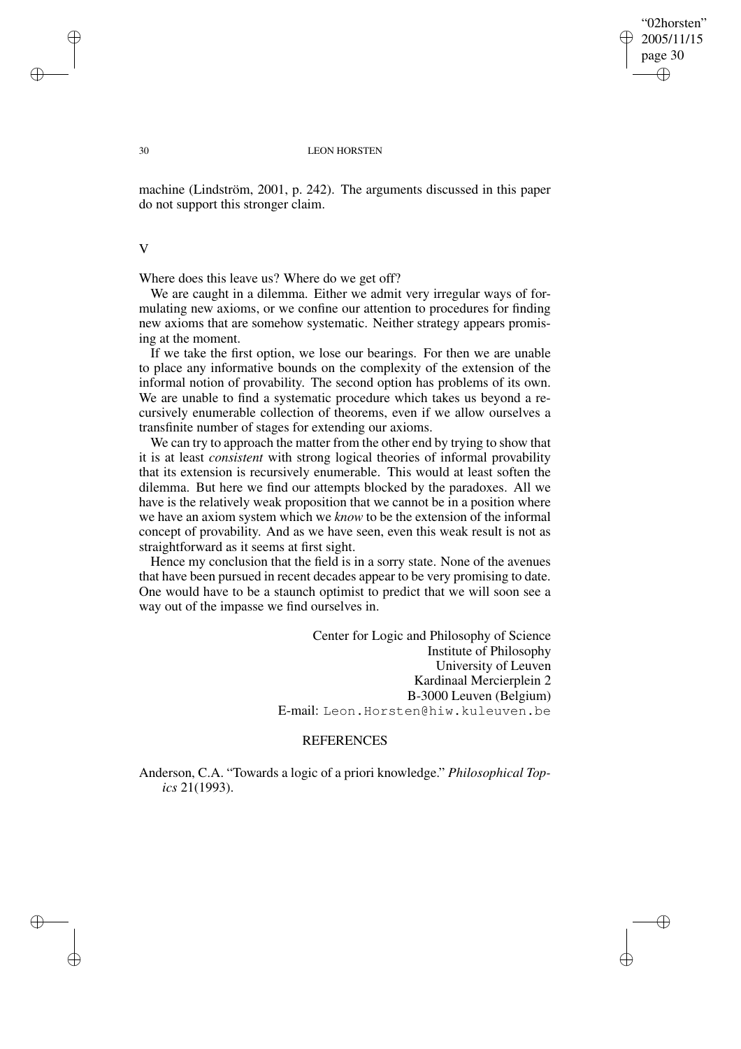machine (Lindström, 2001, p. 242). The arguments discussed in this paper do not support this stronger claim.

## V

Where does this leave us? Where do we get off?

We are caught in a dilemma. Either we admit very irregular ways of formulating new axioms, or we confine our attention to procedures for finding new axioms that are somehow systematic. Neither strategy appears promising at the moment.

If we take the first option, we lose our bearings. For then we are unable to place any informative bounds on the complexity of the extension of the informal notion of provability. The second option has problems of its own. We are unable to find a systematic procedure which takes us beyond a recursively enumerable collection of theorems, even if we allow ourselves a transfinite number of stages for extending our axioms.

We can try to approach the matter from the other end by trying to show that it is at least *consistent* with strong logical theories of informal provability that its extension is recursively enumerable. This would at least soften the dilemma. But here we find our attempts blocked by the paradoxes. All we have is the relatively weak proposition that we cannot be in a position where we have an axiom system which we *know* to be the extension of the informal concept of provability. And as we have seen, even this weak result is not as straightforward as it seems at first sight.

Hence my conclusion that the field is in a sorry state. None of the avenues that have been pursued in recent decades appear to be very promising to date. One would have to be a staunch optimist to predict that we will soon see a way out of the impasse we find ourselves in.

Center for Logic and Philosophy of Science
Institute of Philosophy
University of Leuven
Kardinaal Mercierplein 2
B-3000 Leuven (Belgium)
E-mail: Leon.Horsten@hiw.kuleuven.be

## REFERENCES

Anderson, C.A. "Towards a logic of a priori knowledge." *Philosophical Topics* 21(1993).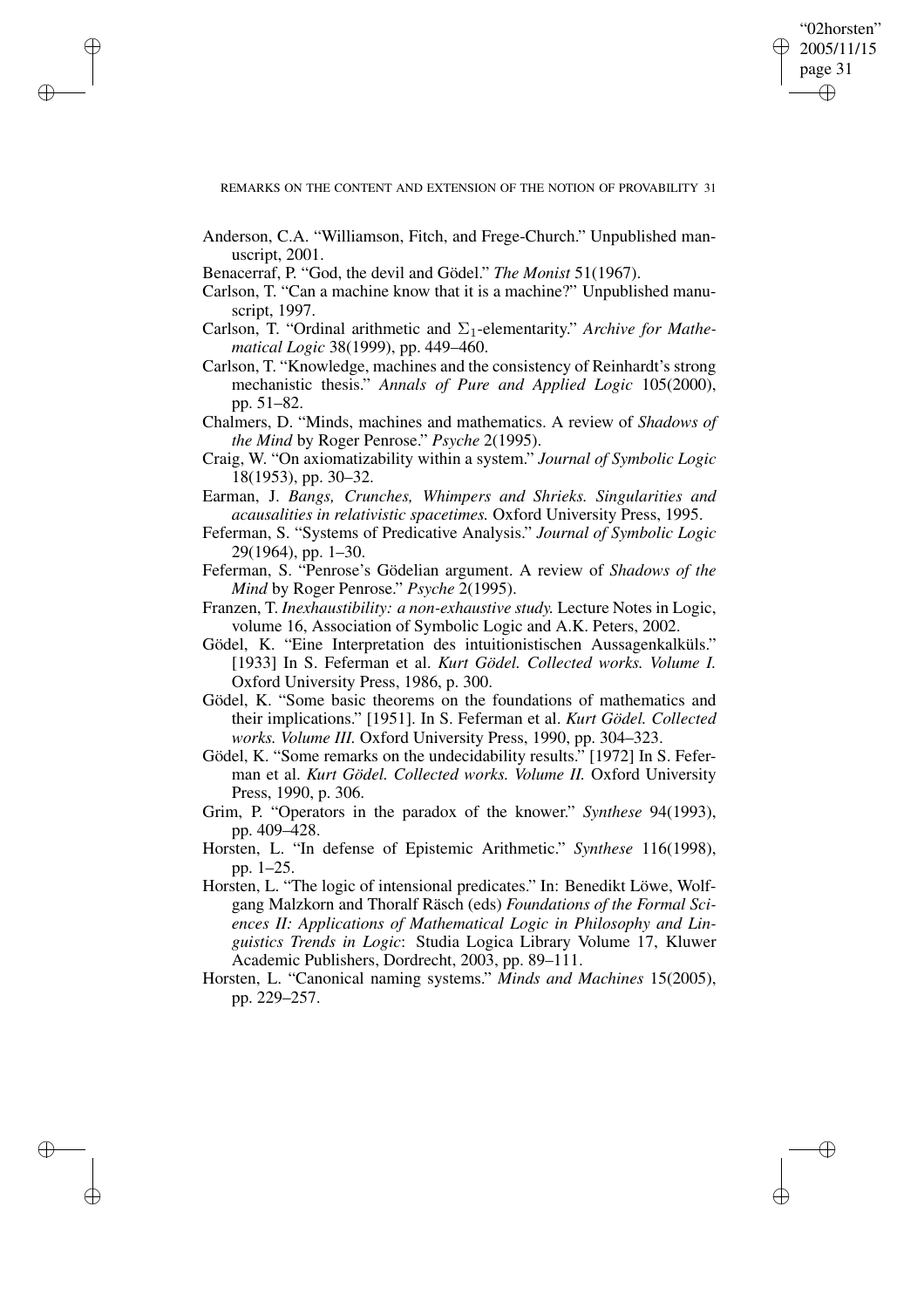Anderson, C.A. "Williamson, Fitch, and Frege-Church." Unpublished manuscript, 2001.

Benacerraf, P. "God, the devil and Gödel." *The Monist* 51(1967).

Carlson, T. "Can a machine know that it is a machine?" Unpublished manuscript, 1997.

Carlson, T. "Ordinal arithmetic and $\Sigma_1$-elementarity." *Archive for Mathematical Logic* 38(1999), pp. 449–460.

Carlson, T. "Knowledge, machines and the consistency of Reinhardt's strong mechanistic thesis." *Annals of Pure and Applied Logic* 105(2000), pp. 51–82.

Chalmers, D. "Minds, machines and mathematics. A review of *Shadows of the Mind* by Roger Penrose." *Psyche* 2(1995).

Craig, W. "On axiomatizability within a system." *Journal of Symbolic Logic* 18(1953), pp. 30–32.

Earman, J. *Bangs, Crunches, Whimpers and Shrieks. Singularities and acausalities in relativistic spacetimes.* Oxford University Press, 1995.

Feferman, S. "Systems of Predicative Analysis." *Journal of Symbolic Logic* 29(1964), pp. 1–30.

Feferman, S. "Penrose's Gödelian argument. A review of *Shadows of the Mind* by Roger Penrose." *Psyche* 2(1995).

Franzen, T. *Inexhaustibility: a non-exhaustive study.* Lecture Notes in Logic, volume 16, Association of Symbolic Logic and A.K. Peters, 2002.

Gödel, K. "Eine Interpretation des intuitionistischen Aussagenkalküls." [1933] In S. Feferman et al. *Kurt Gödel. Collected works. Volume I.* Oxford University Press, 1986, p. 300.

Gödel, K. "Some basic theorems on the foundations of mathematics and their implications." [1951]. In S. Feferman et al. *Kurt Gödel. Collected works. Volume III.* Oxford University Press, 1990, pp. 304–323.

Gödel, K. "Some remarks on the undecidability results." [1972] In S. Feferman et al. *Kurt Gödel. Collected works. Volume II.* Oxford University Press, 1990, p. 306.

Grim, P. "Operators in the paradox of the knower." *Synthese* 94(1993), pp. 409–428.

Horsten, L. "In defense of Epistemic Arithmetic." *Synthese* 116(1998), pp. 1–25.

Horsten, L. "The logic of intensional predicates." In: Benedikt Löwe, Wolfgang Malzkorn and Thoralf Räsch (eds) *Foundations of the Formal Sciences II: Applications of Mathematical Logic in Philosophy and Linguistics Trends in Logic*: Studia Logica Library Volume 17, Kluwer Academic Publishers, Dordrecht, 2003, pp. 89–111.

Horsten, L. "Canonical naming systems." *Minds and Machines* 15(2005), pp. 229–257.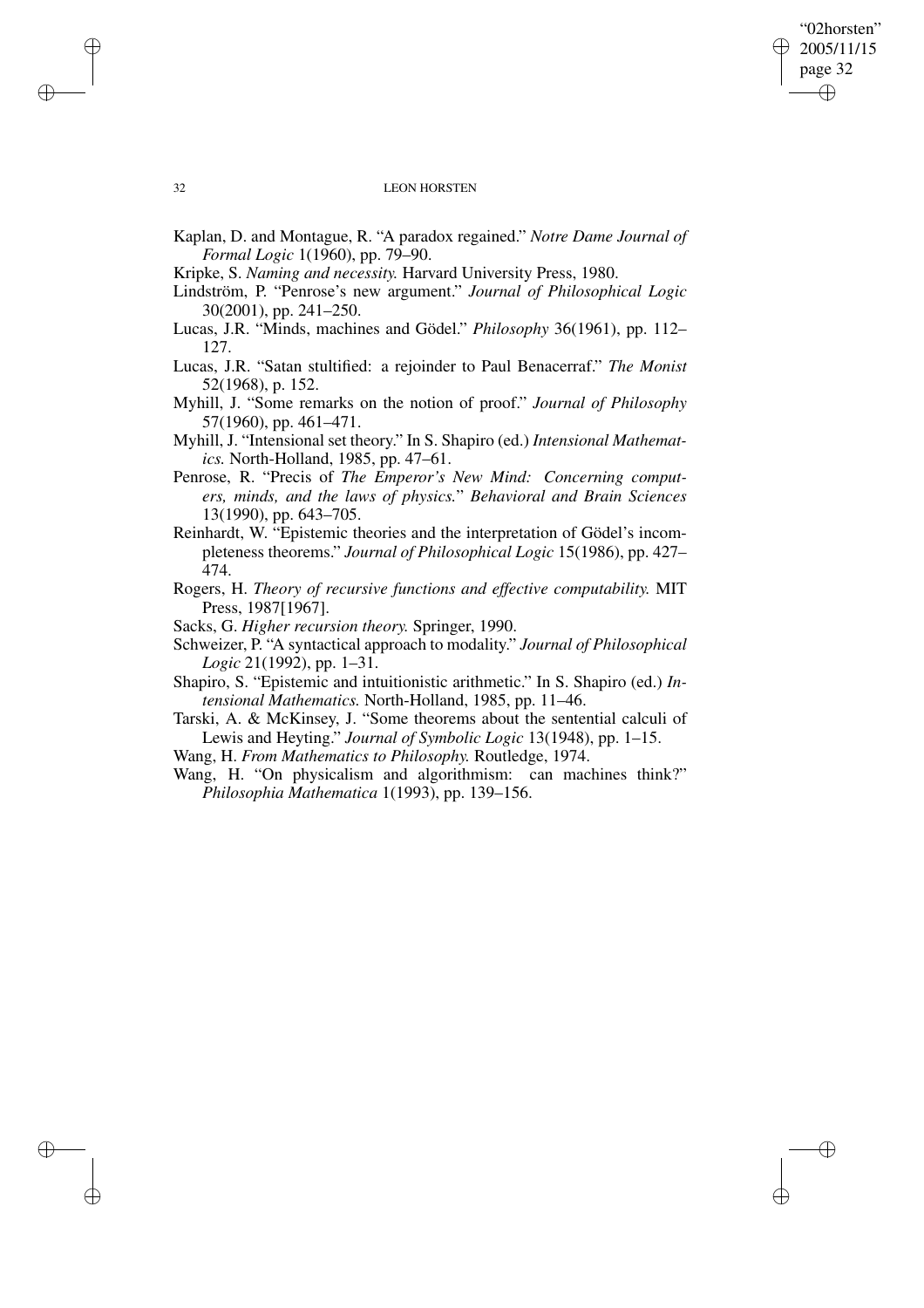Kaplan, D. and Montague, R. "A paradox regained." *Notre Dame Journal of Formal Logic* 1(1960), pp. 79–90.

Kripke, S. *Naming and necessity.* Harvard University Press, 1980.

Lindström, P. "Penrose's new argument." *Journal of Philosophical Logic* 30(2001), pp. 241–250.

Lucas, J.R. "Minds, machines and Gödel." *Philosophy* 36(1961), pp. 112–127.

Lucas, J.R. "Satan stultified: a rejoinder to Paul Benacerraf." *The Monist* 52(1968), p. 152.

Myhill, J. "Some remarks on the notion of proof." *Journal of Philosophy* 57(1960), pp. 461–471.

Myhill, J. "Intensional set theory." In S. Shapiro (ed.) *Intensional Mathematics.* North-Holland, 1985, pp. 47–61.

Penrose, R. "Precis of *The Emperor's New Mind: Concerning computers, minds, and the laws of physics.*" *Behavioral and Brain Sciences* 13(1990), pp. 643–705.

Reinhardt, W. "Epistemic theories and the interpretation of Gödel's incompleteness theorems." *Journal of Philosophical Logic* 15(1986), pp. 427–474.

Rogers, H. *Theory of recursive functions and effective computability.* MIT Press, 1987[1967].

Sacks, G. *Higher recursion theory.* Springer, 1990.

Schweizer, P. "A syntactical approach to modality." *Journal of Philosophical Logic* 21(1992), pp. 1–31.

Shapiro, S. "Epistemic and intuitionistic arithmetic." In S. Shapiro (ed.) *Intensional Mathematics.* North-Holland, 1985, pp. 11–46.

Tarski, A. & McKinsey, J. "Some theorems about the sentential calculi of Lewis and Heyting." *Journal of Symbolic Logic* 13(1948), pp. 1–15.

Wang, H. *From Mathematics to Philosophy.* Routledge, 1974.

Wang, H. "On physicalism and algorithmism: can machines think?" *Philosophia Mathematica* 1(1993), pp. 139–156.